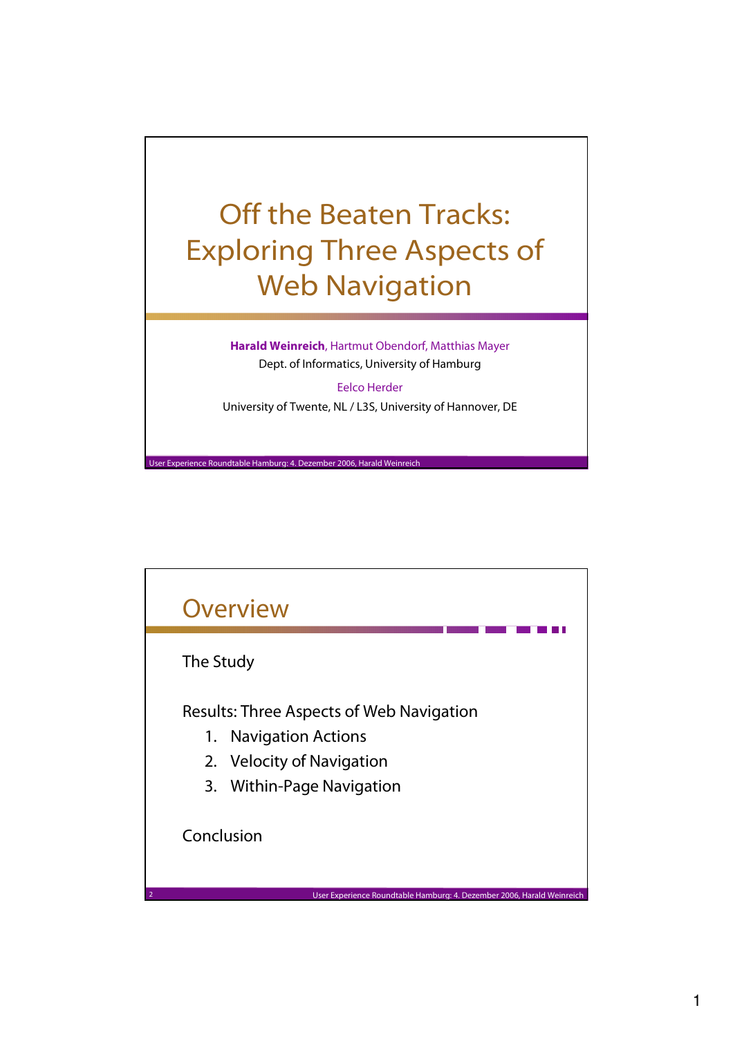# Off the Beaten Tracks: Exploring Three Aspects of Web Navigation

**Harald Weinreich**, Hartmut Obendorf, Matthias Mayer
Dept. of Informatics, University of Hamburg

Eelco Herder
University of Twente, NL / L3S, University of Hannover, DE

## Overview

The Study

Results: Three Aspects of Web Navigation

1. Navigation Actions
2. Velocity of Navigation
3. Within-Page Navigation

Conclusion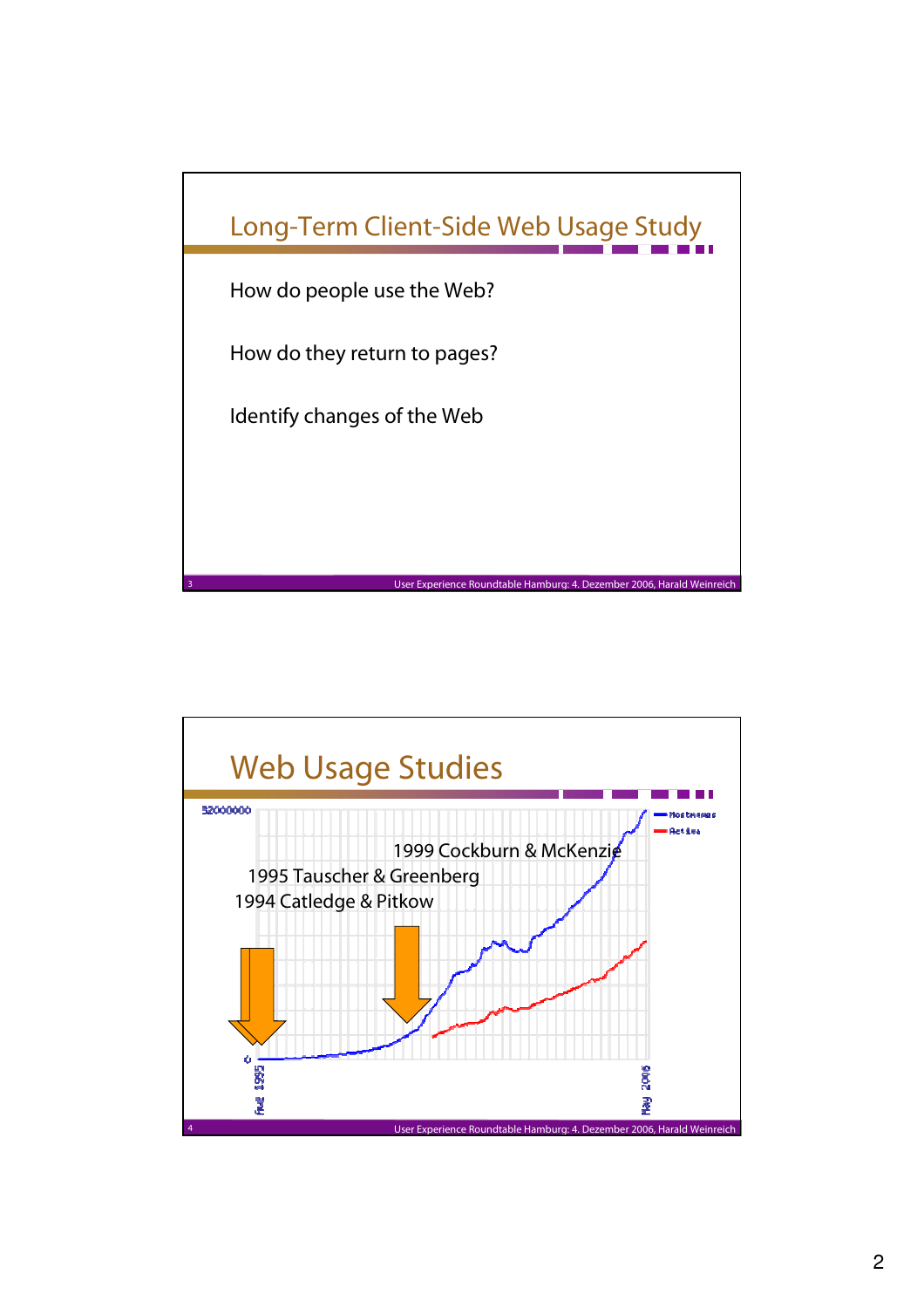## Long-Term Client-Side Web Usage Study

How do people use the Web?

How do they return to pages?

Identify changes of the Web

## Web Usage Studies

1999 Cockburn & McKenzie

1995 Tauscher & Greenberg

1994 Catledge & Pitkow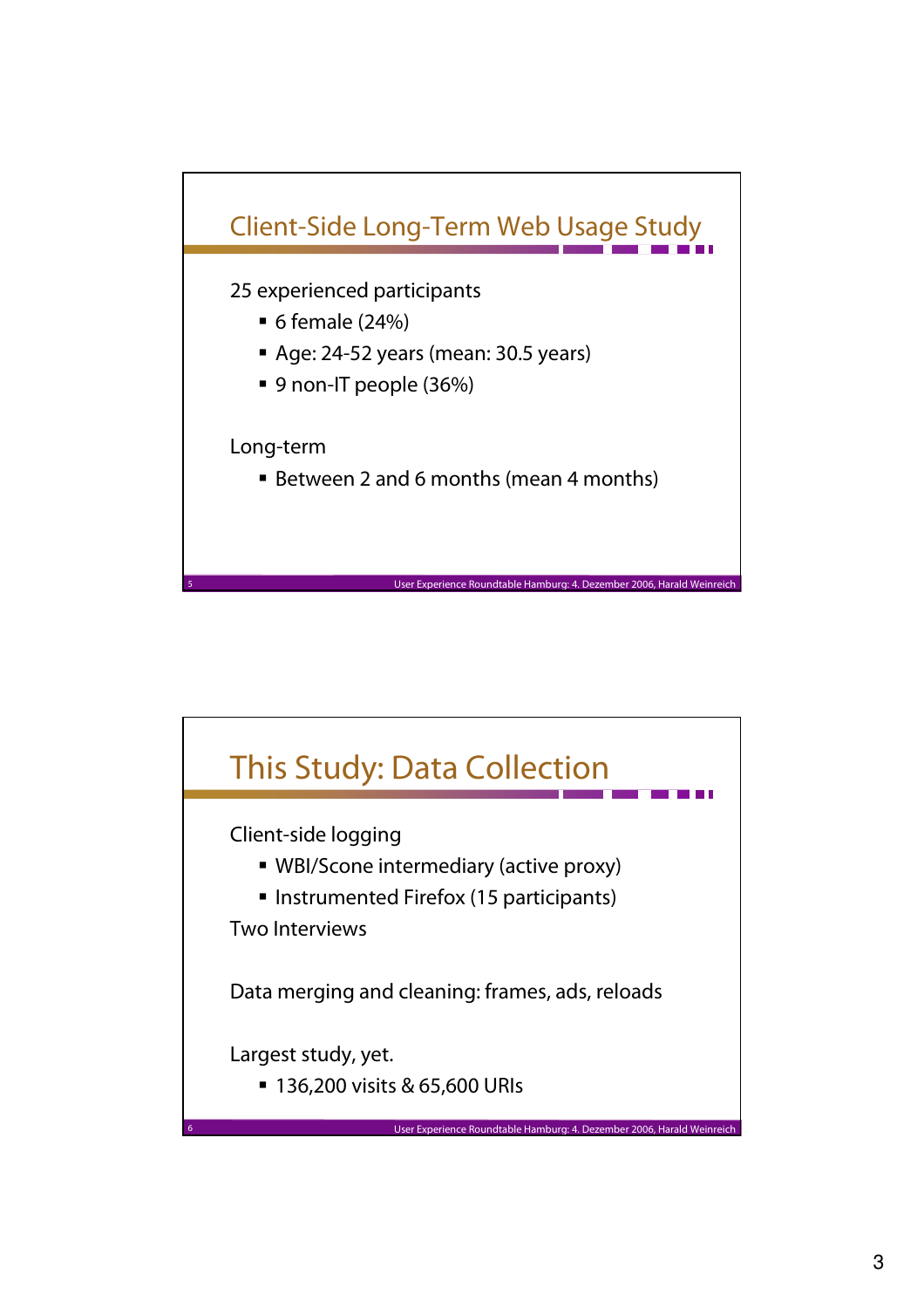## Client-Side Long-Term Web Usage Study

25 experienced participants

- 6 female (24%)
- Age: 24-52 years (mean: 30.5 years)
- 9 non-IT people (36%)

Long-term

- Between 2 and 6 months (mean 4 months)

## This Study: Data Collection

Client-side logging

- WBI/Scone intermediary (active proxy)
- Instrumented Firefox (15 participants)

Two Interviews

Data merging and cleaning: frames, ads, reloads

Largest study, yet.

- 136,200 visits & 65,600 URIs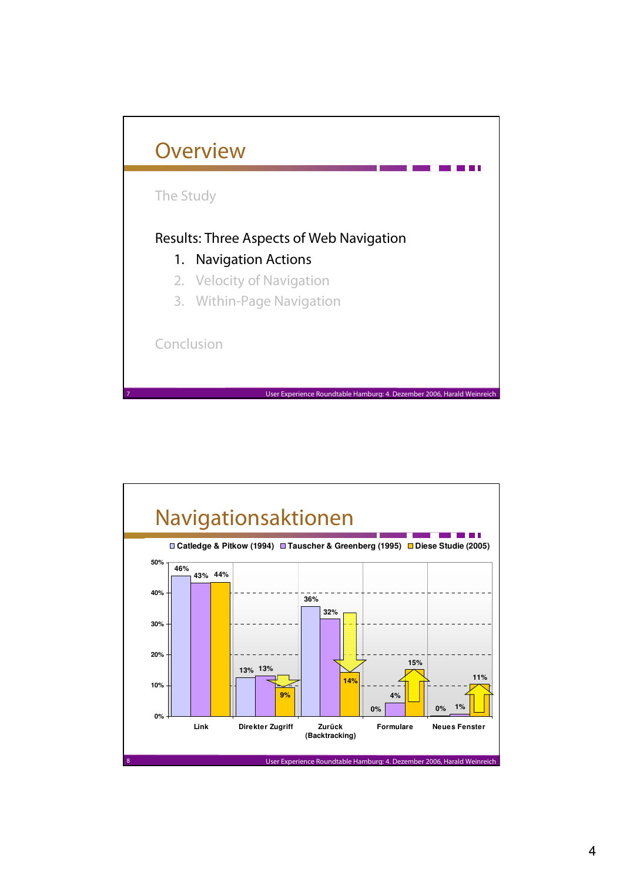# Overview

The Study

Results: Three Aspects of Web Navigation

1. Navigation Actions
2. Velocity of Navigation
3. Within-Page Navigation

Conclusion

# Navigationsaktionen

| | Catledge & Pitkow (1994) | Tauscher & Greenberg (1995) | Diese Studie (2005) |
|---|---|---|---|
| Link | 46% | 43% | 44% |
| Direkter Zugriff | 13% | 13% | 9% |
| Zurück (Backtracking) | 36% | 32% | 14% |
| Formulare | 0% | 4% | 15% |
| Neues Fenster | 0% | 1% | 11% |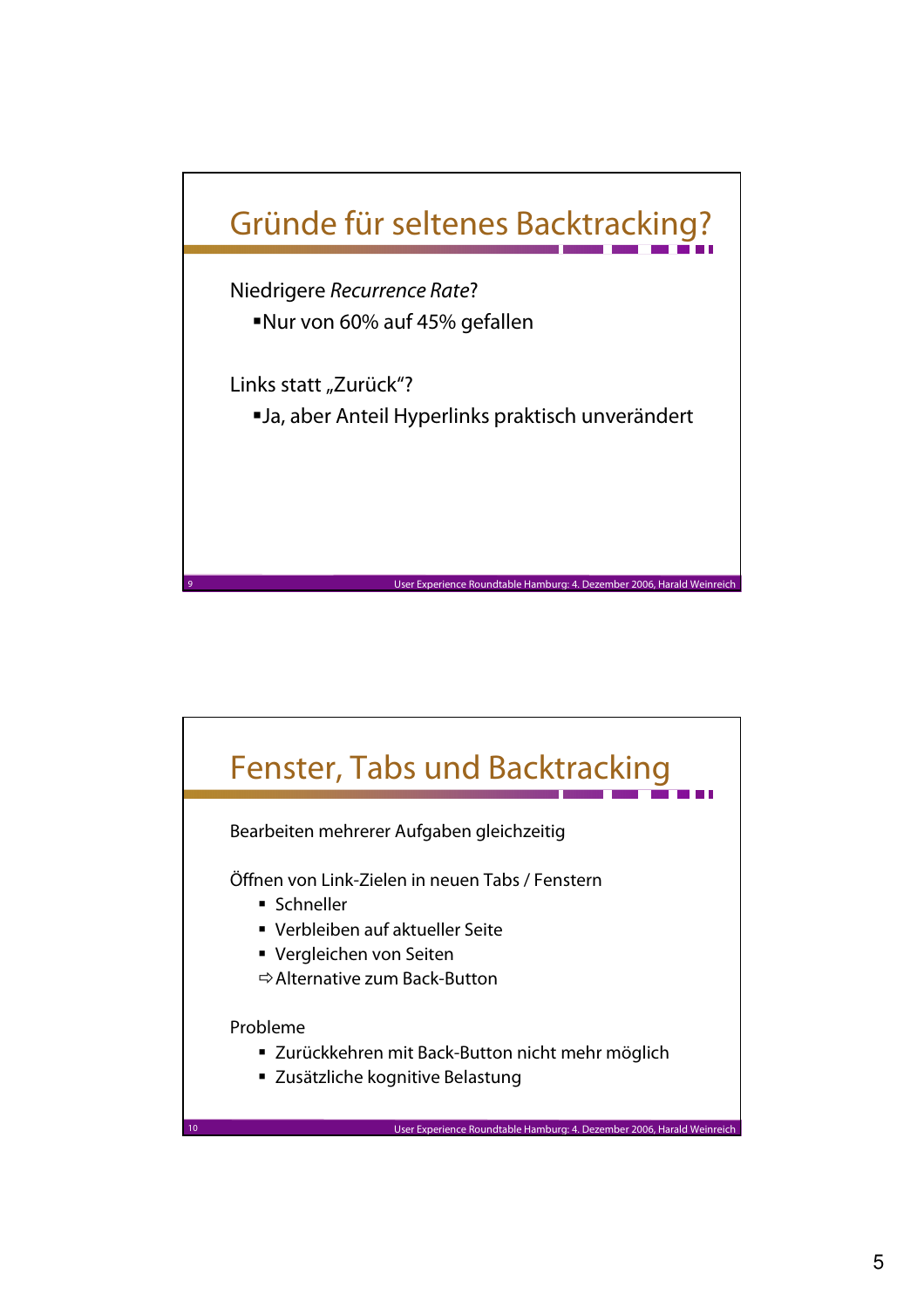## Gründe für seltenes Backtracking?

Niedrigere *Recurrence Rate*?

- Nur von 60% auf 45% gefallen

Links statt „Zurück"?

- Ja, aber Anteil Hyperlinks praktisch unverändert

## Fenster, Tabs und Backtracking

Bearbeiten mehrerer Aufgaben gleichzeitig

Öffnen von Link-Zielen in neuen Tabs / Fenstern

- Schneller
- Verbleiben auf aktueller Seite
- Vergleichen von Seiten

⇨ Alternative zum Back-Button

Probleme

- Zurückkehren mit Back-Button nicht mehr möglich
- Zusätzliche kognitive Belastung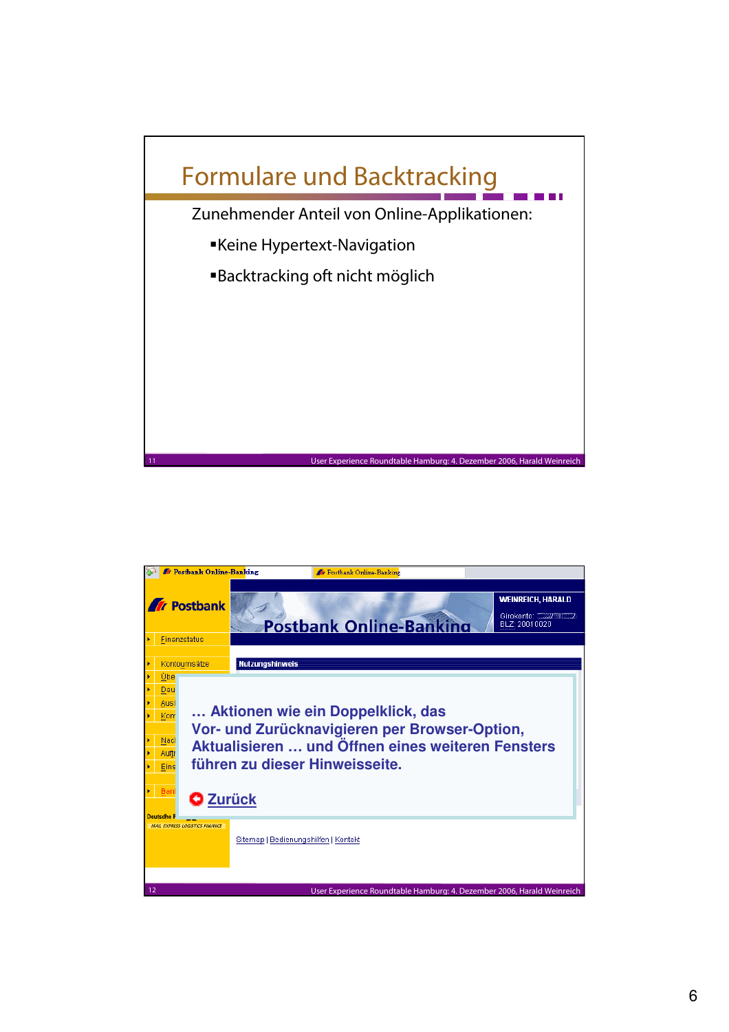# Formulare und Backtracking

Zunehmender Anteil von Online-Applikationen:

- Keine Hypertext-Navigation
- Backtracking oft nicht möglich

---

Postbank Online-Banking

Postbank

WEINREICH, HARALD

Girokonto:

BLZ 20010020

Finanzstatus

Kontoumsätze

Nutzungshinweis

… Aktionen wie ein Doppelklick, das Vor- und Zurücknavigieren per Browser-Option, Aktualisieren … und Öffnen eines weiteren Fensters führen zu dieser Hinweisseite.

Zurück

Sitemap | Bedienungshilfen | Kontakt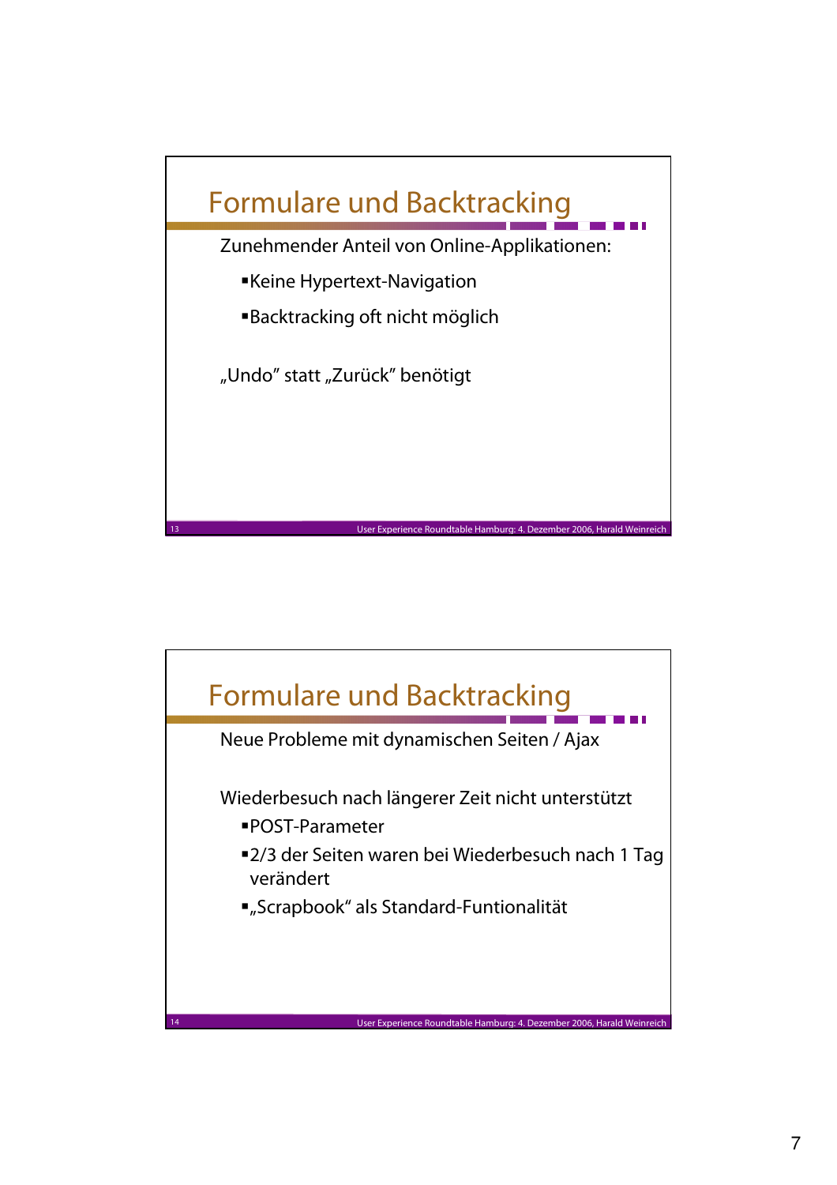## Formulare und Backtracking

Zunehmender Anteil von Online-Applikationen:

- Keine Hypertext-Navigation
- Backtracking oft nicht möglich

„Undo” statt „Zurück” benötigt

## Formulare und Backtracking

Neue Probleme mit dynamischen Seiten / Ajax

Wiederbesuch nach längerer Zeit nicht unterstützt

- POST-Parameter
- 2/3 der Seiten waren bei Wiederbesuch nach 1 Tag verändert
- „Scrapbook“ als Standard-Funtionalität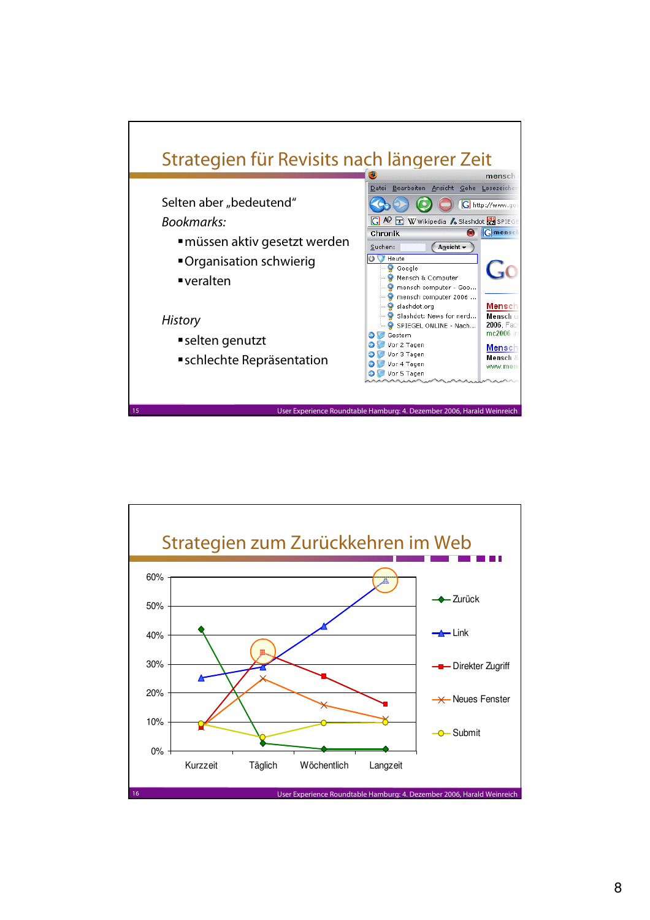## Strategien für Revisits nach längerer Zeit

Selten aber „bedeutend"

*Bookmarks:*

- müssen aktiv gesetzt werden
- Organisation schwierig
- veralten

*History*

- selten genutzt
- schlechte Repräsentation

## Strategien zum Zurückkehren im Web

| | Kurzzeit | Täglich | Wöchentlich | Langzeit |
|---|---|---|---|---|
| Zurück | 42% | 3% | 1% | 1% |
| Link | 25% | 29% | 43% | 58% |
| Direkter Zugriff | 8% | 34% | 26% | 16% |
| Neues Fenster | 10% | 25% | 16% | 11% |
| Submit | 10% | 5% | 10% | 10% |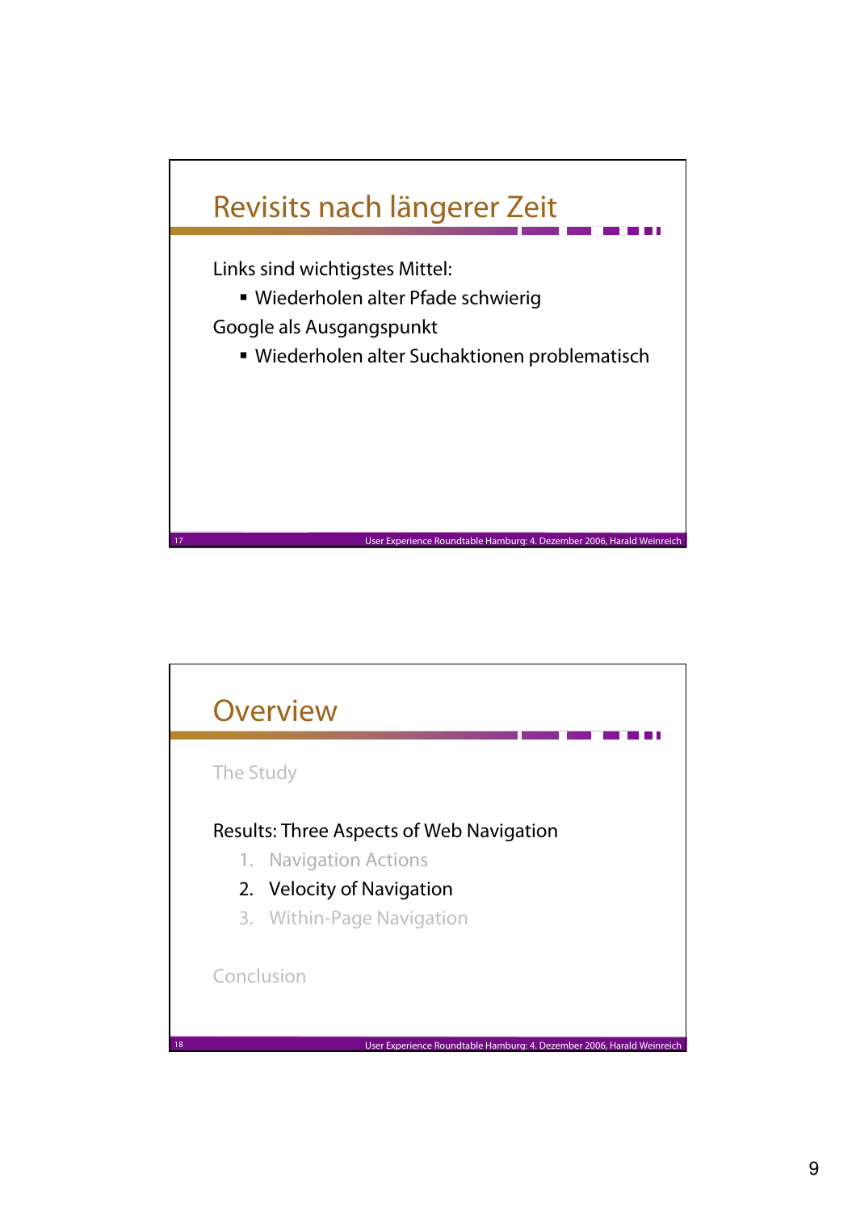## Revisits nach längerer Zeit

Links sind wichtigstes Mittel:

- Wiederholen alter Pfade schwierig

Google als Ausgangspunkt

- Wiederholen alter Suchaktionen problematisch

## Overview

The Study

Results: Three Aspects of Web Navigation

1. Navigation Actions
2. Velocity of Navigation
3. Within-Page Navigation

Conclusion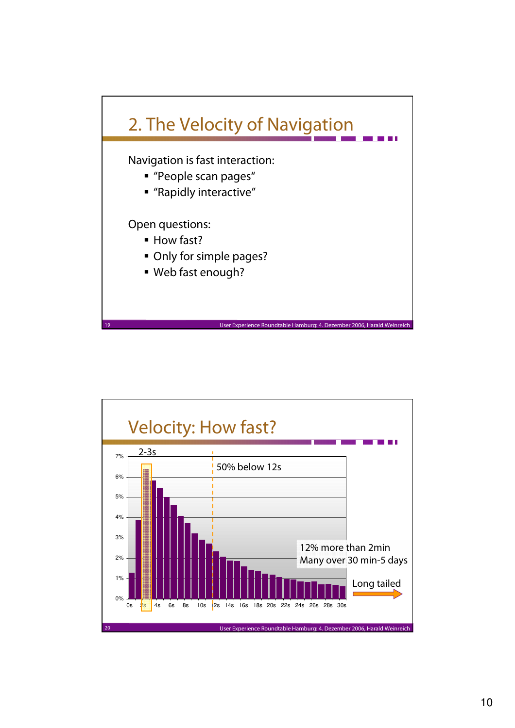## 2. The Velocity of Navigation

Navigation is fast interaction:

- “People scan pages“
- “Rapidly interactive”

Open questions:

- How fast?
- Only for simple pages?
- Web fast enough?

## Velocity: How fast?

2-3s

50% below 12s

12% more than 2min

Many over 30 min-5 days

Long tailed

7%, 6%, 5%, 4%, 3%, 2%, 1%, 0%

0s, 2s, 4s, 6s, 8s, 10s, 12s, 14s, 16s, 18s, 20s, 22s, 24s, 26s, 28s, 30s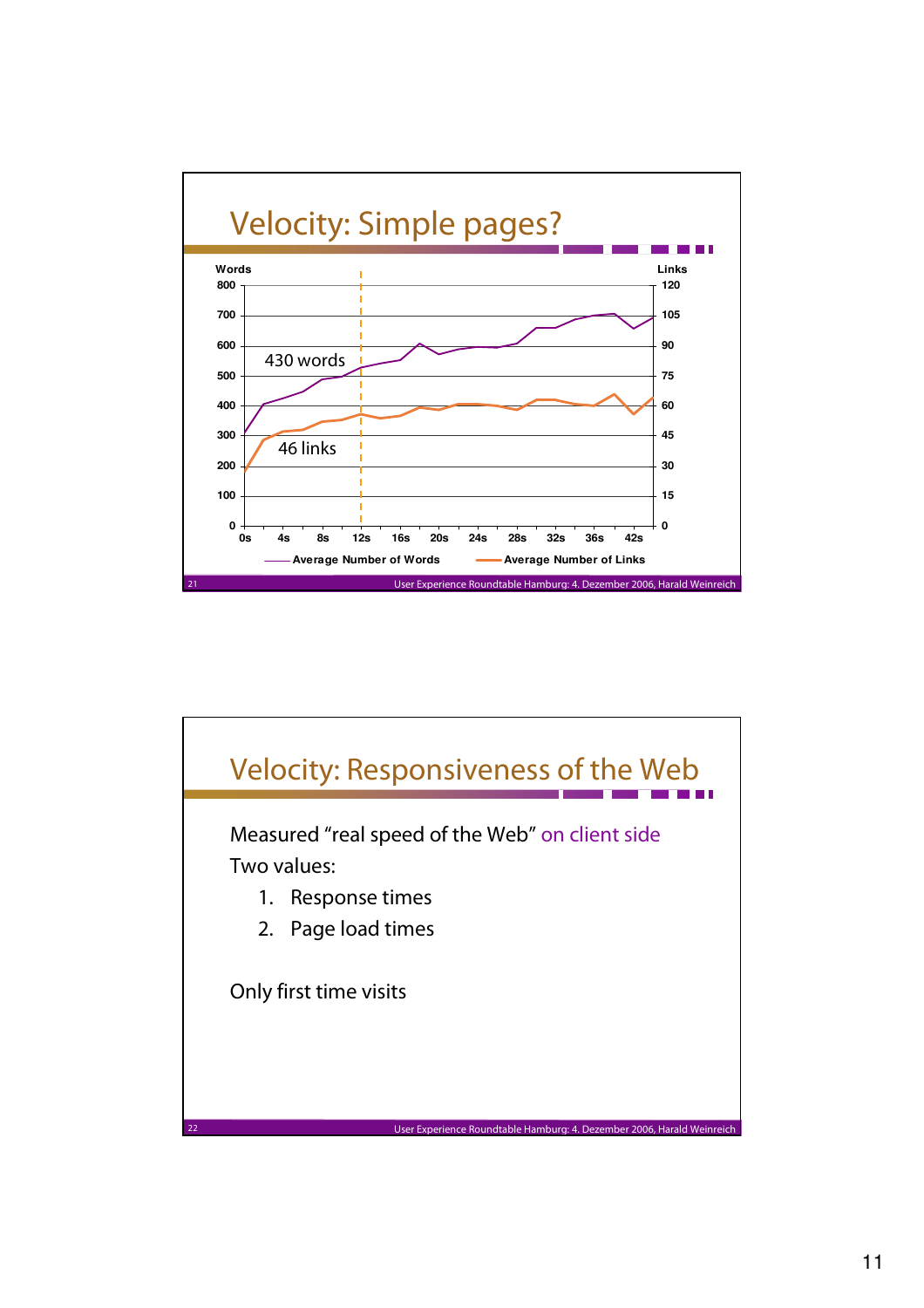# Velocity: Simple pages?

Words / Links

430 words

46 links

Average Number of Words — Average Number of Links

# Velocity: Responsiveness of the Web

Measured "real speed of the Web" on client side

Two values:

1. Response times
2. Page load times

Only first time visits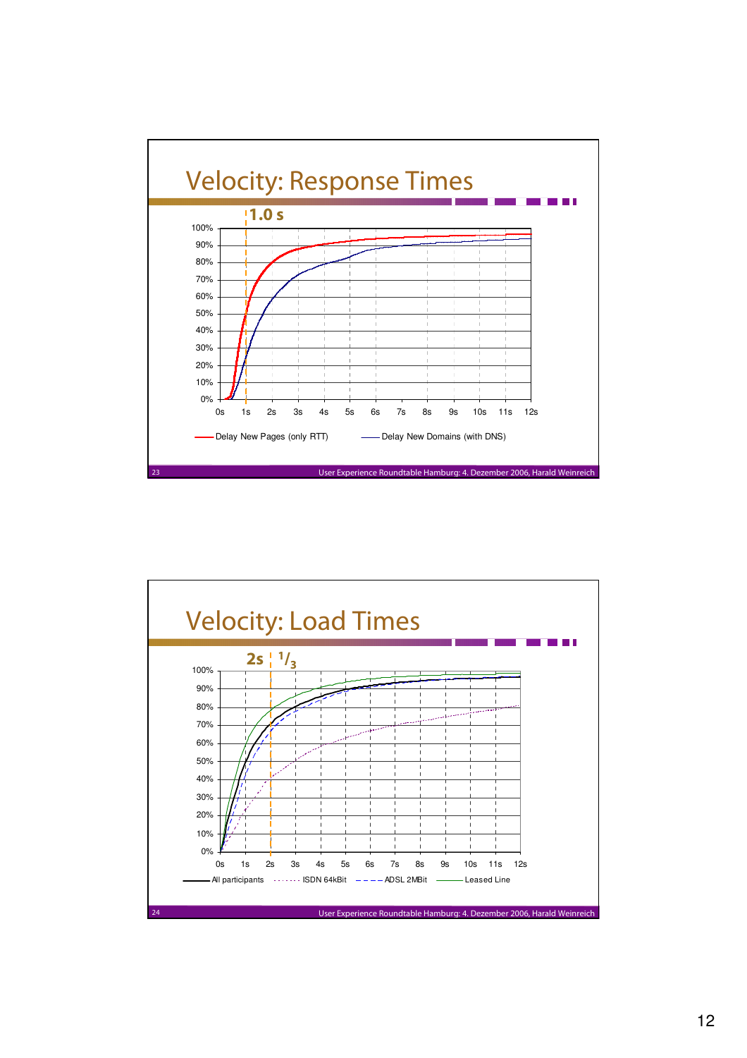# Velocity: Response Times

1.0 s

Delay New Pages (only RTT) — Delay New Domains (with DNS)

# Velocity: Load Times

2s $^1/_3$

All participants — ISDN 64kBit — ADSL 2MBit — Leased Line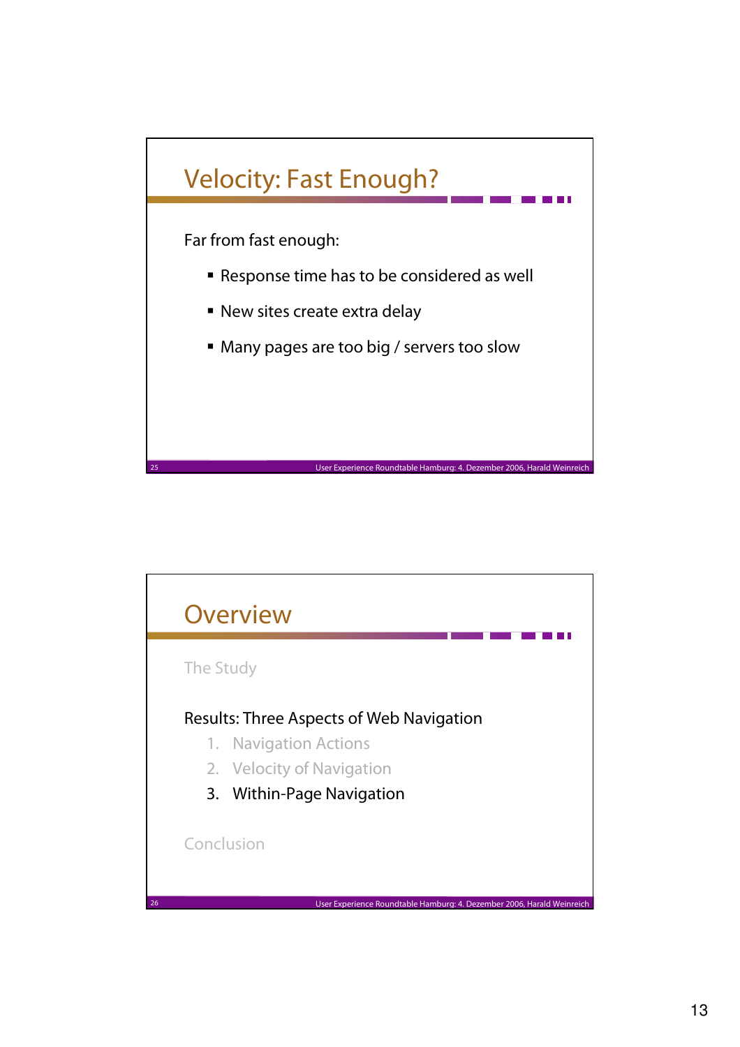## Velocity: Fast Enough?

Far from fast enough:

- Response time has to be considered as well
- New sites create extra delay
- Many pages are too big / servers too slow

## Overview

The Study

Results: Three Aspects of Web Navigation

1. Navigation Actions
2. Velocity of Navigation
3. Within-Page Navigation

Conclusion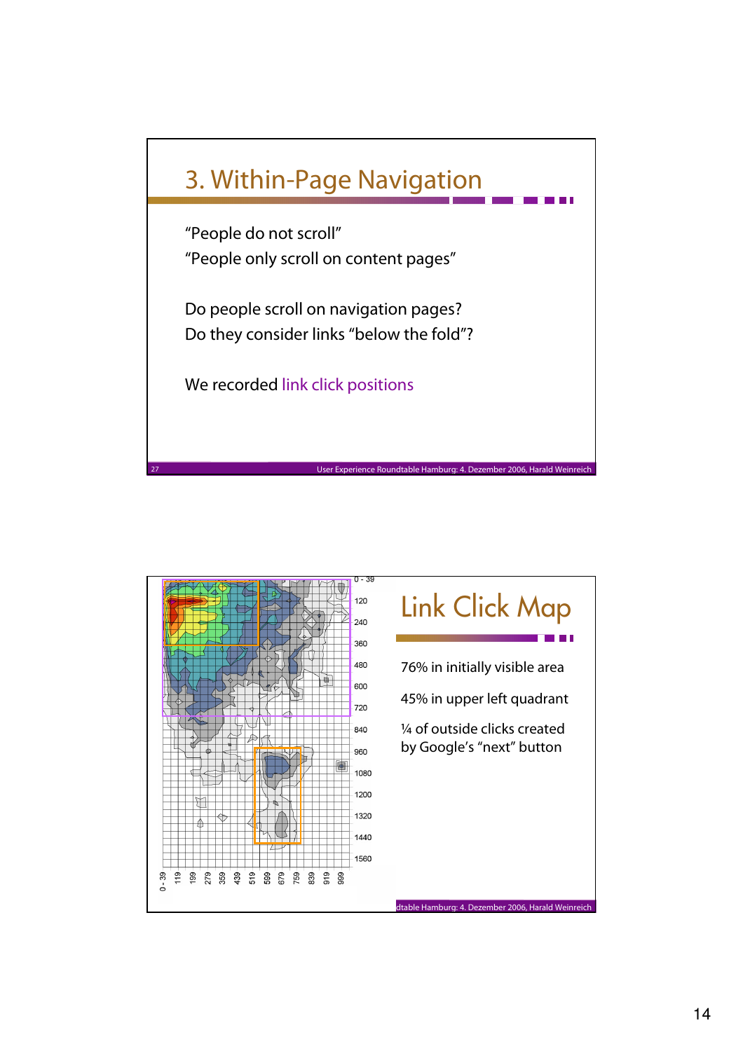## 3. Within-Page Navigation

"People do not scroll"
"People only scroll on content pages"

Do people scroll on navigation pages?
Do they consider links "below the fold"?

We recorded link click positions

## Link Click Map

76% in initially visible area

45% in upper left quadrant

¼ of outside clicks created by Google's "next" button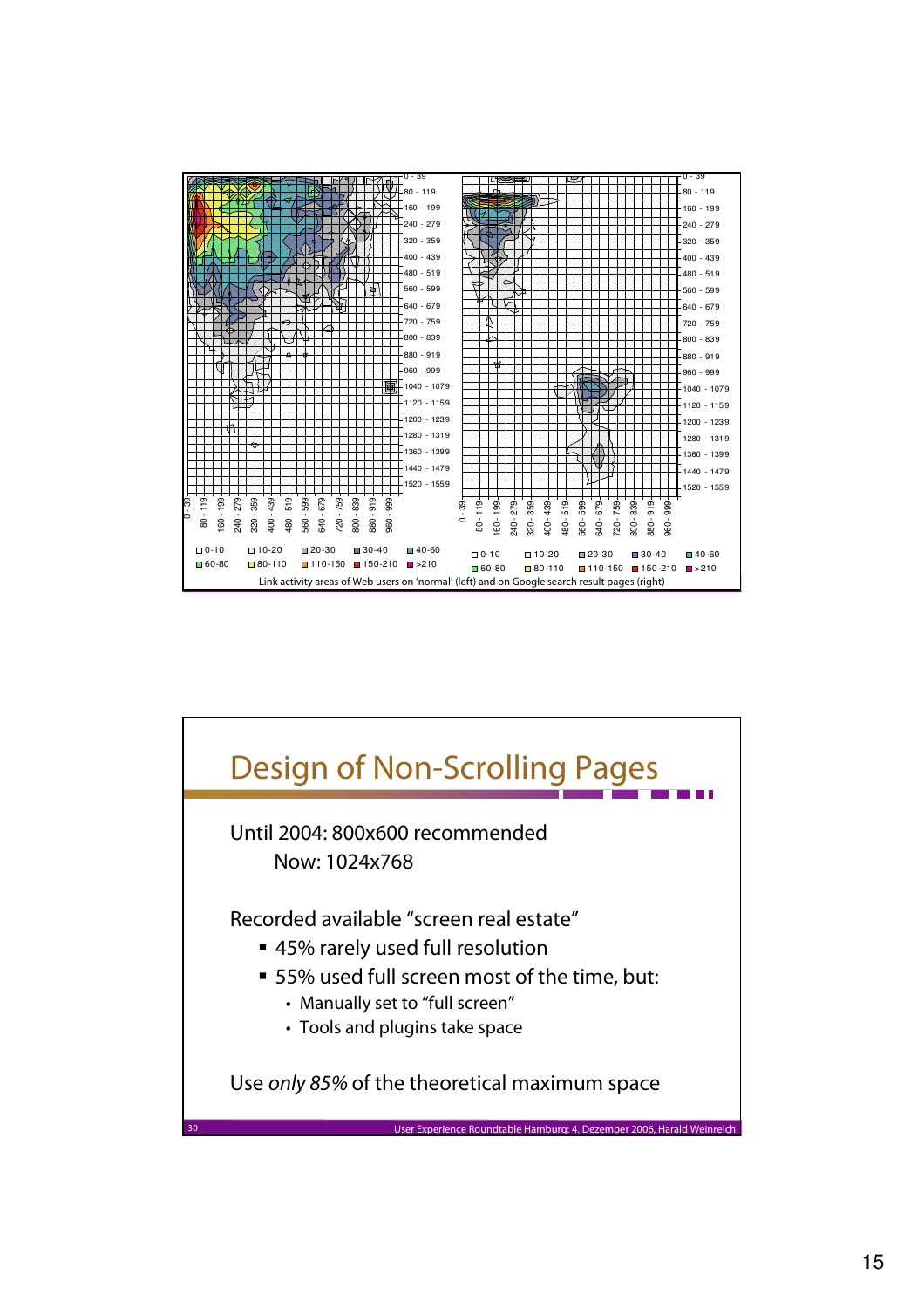Link activity areas of Web users on 'normal' (left) and on Google search result pages (right)

# Design of Non-Scrolling Pages

Until 2004: 800x600 recommended

Now: 1024x768

Recorded available "screen real estate"

- 45% rarely used full resolution
- 55% used full screen most of the time, but:
  - Manually set to "full screen"
  - Tools and plugins take space

Use *only 85%* of the theoretical maximum space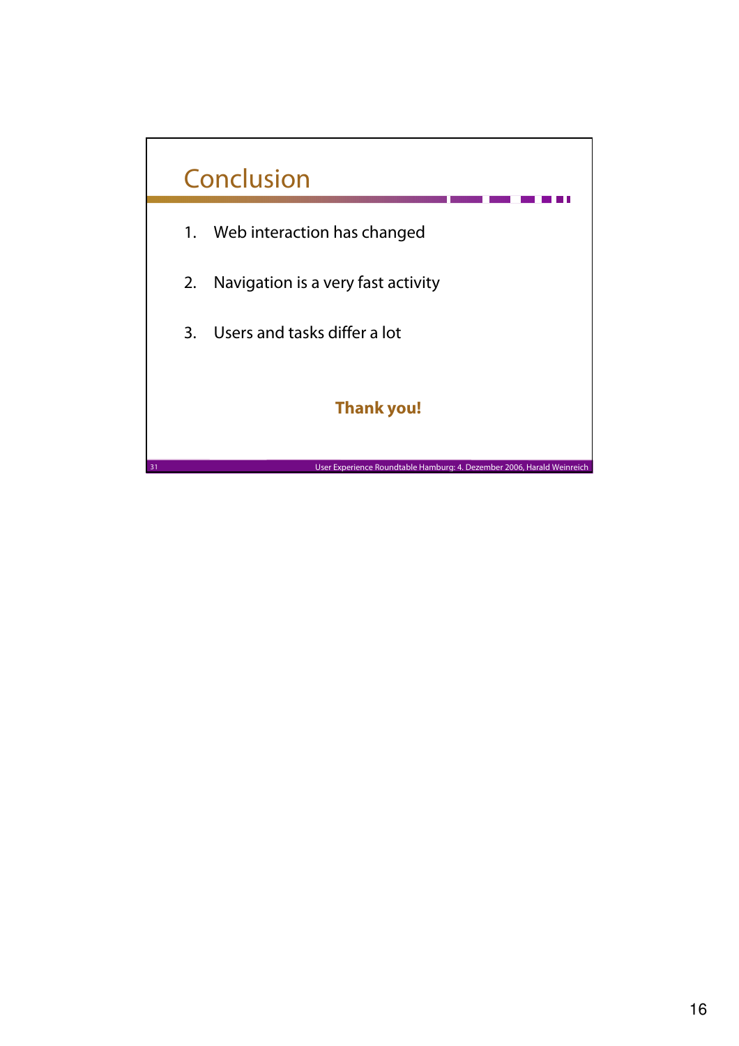# Conclusion

1. Web interaction has changed
2. Navigation is a very fast activity
3. Users and tasks differ a lot

**Thank you!**